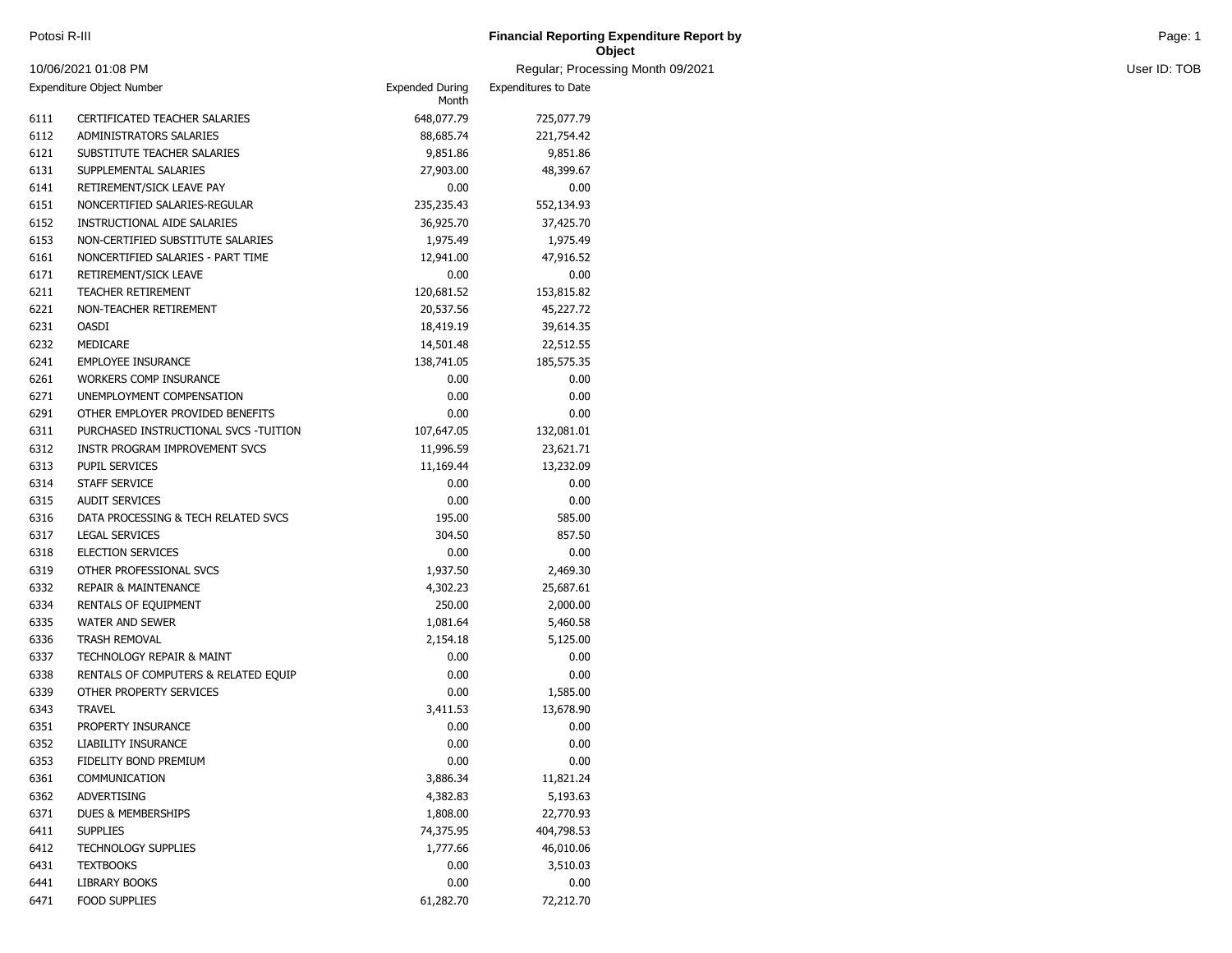Potosi R-III

# Financial Reporting Expenditure Report by Object

10/06/2021 01:08 PM

Regular; Processing Month 09/2021

User ID: TOB

| Expenditure Object Number | | Expended During Month | Expenditures to Date |
|---|---|---|---|
| 6111 | CERTIFICATED TEACHER SALARIES | 648,077.79 | 725,077.79 |
| 6112 | ADMINISTRATORS SALARIES | 88,685.74 | 221,754.42 |
| 6121 | SUBSTITUTE TEACHER SALARIES | 9,851.86 | 9,851.86 |
| 6131 | SUPPLEMENTAL SALARIES | 27,903.00 | 48,399.67 |
| 6141 | RETIREMENT/SICK LEAVE PAY | 0.00 | 0.00 |
| 6151 | NONCERTIFIED SALARIES-REGULAR | 235,235.43 | 552,134.93 |
| 6152 | INSTRUCTIONAL AIDE SALARIES | 36,925.70 | 37,425.70 |
| 6153 | NON-CERTIFIED SUBSTITUTE SALARIES | 1,975.49 | 1,975.49 |
| 6161 | NONCERTIFIED SALARIES - PART TIME | 12,941.00 | 47,916.52 |
| 6171 | RETIREMENT/SICK LEAVE | 0.00 | 0.00 |
| 6211 | TEACHER RETIREMENT | 120,681.52 | 153,815.82 |
| 6221 | NON-TEACHER RETIREMENT | 20,537.56 | 45,227.72 |
| 6231 | OASDI | 18,419.19 | 39,614.35 |
| 6232 | MEDICARE | 14,501.48 | 22,512.55 |
| 6241 | EMPLOYEE INSURANCE | 138,741.05 | 185,575.35 |
| 6261 | WORKERS COMP INSURANCE | 0.00 | 0.00 |
| 6271 | UNEMPLOYMENT COMPENSATION | 0.00 | 0.00 |
| 6291 | OTHER EMPLOYER PROVIDED BENEFITS | 0.00 | 0.00 |
| 6311 | PURCHASED INSTRUCTIONAL SVCS -TUITION | 107,647.05 | 132,081.01 |
| 6312 | INSTR PROGRAM IMPROVEMENT SVCS | 11,996.59 | 23,621.71 |
| 6313 | PUPIL SERVICES | 11,169.44 | 13,232.09 |
| 6314 | STAFF SERVICE | 0.00 | 0.00 |
| 6315 | AUDIT SERVICES | 0.00 | 0.00 |
| 6316 | DATA PROCESSING & TECH RELATED SVCS | 195.00 | 585.00 |
| 6317 | LEGAL SERVICES | 304.50 | 857.50 |
| 6318 | ELECTION SERVICES | 0.00 | 0.00 |
| 6319 | OTHER PROFESSIONAL SVCS | 1,937.50 | 2,469.30 |
| 6332 | REPAIR & MAINTENANCE | 4,302.23 | 25,687.61 |
| 6334 | RENTALS OF EQUIPMENT | 250.00 | 2,000.00 |
| 6335 | WATER AND SEWER | 1,081.64 | 5,460.58 |
| 6336 | TRASH REMOVAL | 2,154.18 | 5,125.00 |
| 6337 | TECHNOLOGY REPAIR & MAINT | 0.00 | 0.00 |
| 6338 | RENTALS OF COMPUTERS & RELATED EQUIP | 0.00 | 0.00 |
| 6339 | OTHER PROPERTY SERVICES | 0.00 | 1,585.00 |
| 6343 | TRAVEL | 3,411.53 | 13,678.90 |
| 6351 | PROPERTY INSURANCE | 0.00 | 0.00 |
| 6352 | LIABILITY INSURANCE | 0.00 | 0.00 |
| 6353 | FIDELITY BOND PREMIUM | 0.00 | 0.00 |
| 6361 | COMMUNICATION | 3,886.34 | 11,821.24 |
| 6362 | ADVERTISING | 4,382.83 | 5,193.63 |
| 6371 | DUES & MEMBERSHIPS | 1,808.00 | 22,770.93 |
| 6411 | SUPPLIES | 74,375.95 | 404,798.53 |
| 6412 | TECHNOLOGY SUPPLIES | 1,777.66 | 46,010.06 |
| 6431 | TEXTBOOKS | 0.00 | 3,510.03 |
| 6441 | LIBRARY BOOKS | 0.00 | 0.00 |
| 6471 | FOOD SUPPLIES | 61,282.70 | 72,212.70 |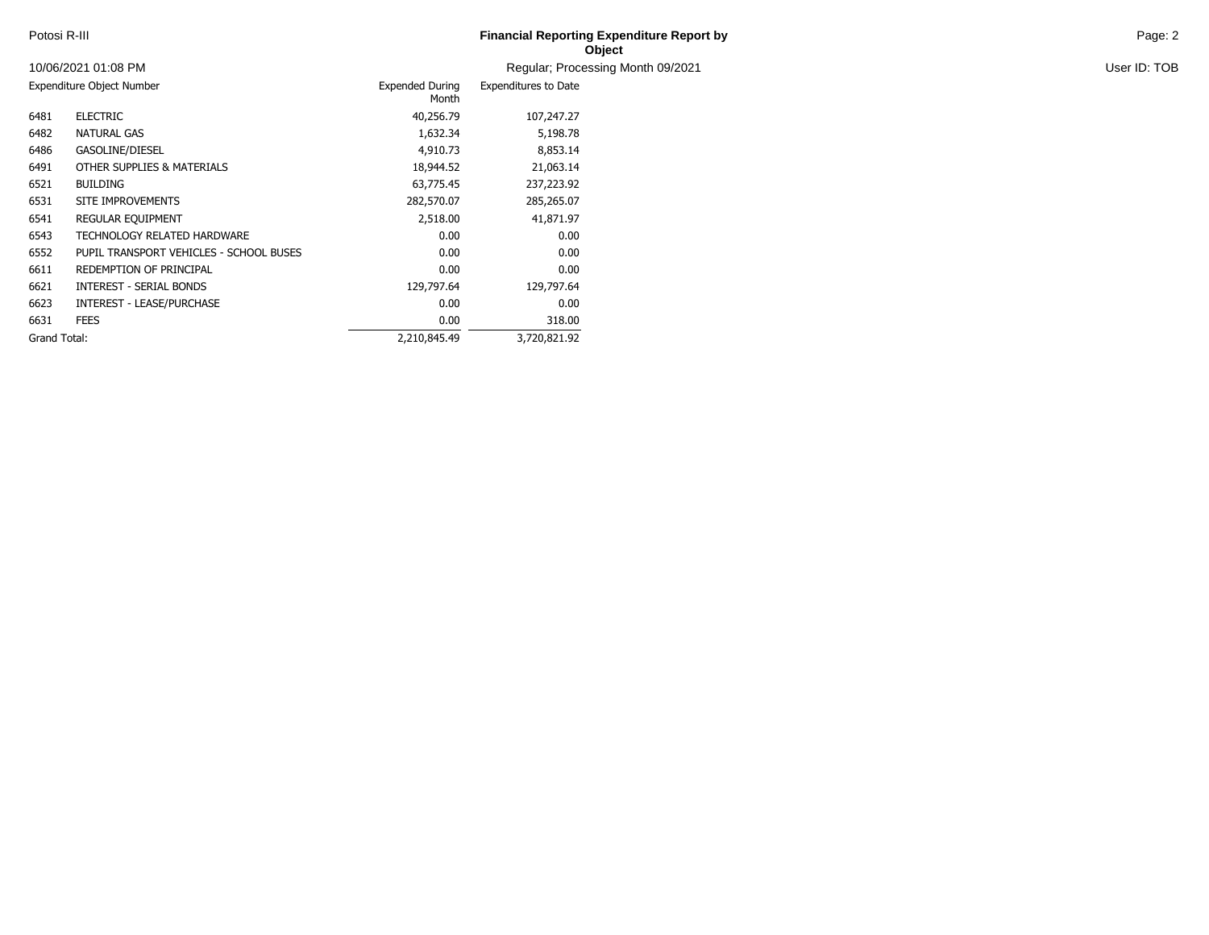| Expenditure Object Number | | Expended During Month | Expenditures to Date |
|---|---|---|---|
| 6481 | ELECTRIC | 40,256.79 | 107,247.27 |
| 6482 | NATURAL GAS | 1,632.34 | 5,198.78 |
| 6486 | GASOLINE/DIESEL | 4,910.73 | 8,853.14 |
| 6491 | OTHER SUPPLIES & MATERIALS | 18,944.52 | 21,063.14 |
| 6521 | BUILDING | 63,775.45 | 237,223.92 |
| 6531 | SITE IMPROVEMENTS | 282,570.07 | 285,265.07 |
| 6541 | REGULAR EQUIPMENT | 2,518.00 | 41,871.97 |
| 6543 | TECHNOLOGY RELATED HARDWARE | 0.00 | 0.00 |
| 6552 | PUPIL TRANSPORT VEHICLES - SCHOOL BUSES | 0.00 | 0.00 |
| 6611 | REDEMPTION OF PRINCIPAL | 0.00 | 0.00 |
| 6621 | INTEREST - SERIAL BONDS | 129,797.64 | 129,797.64 |
| 6623 | INTEREST - LEASE/PURCHASE | 0.00 | 0.00 |
| 6631 | FEES | 0.00 | 318.00 |
| Grand Total: | | 2,210,845.49 | 3,720,821.92 |